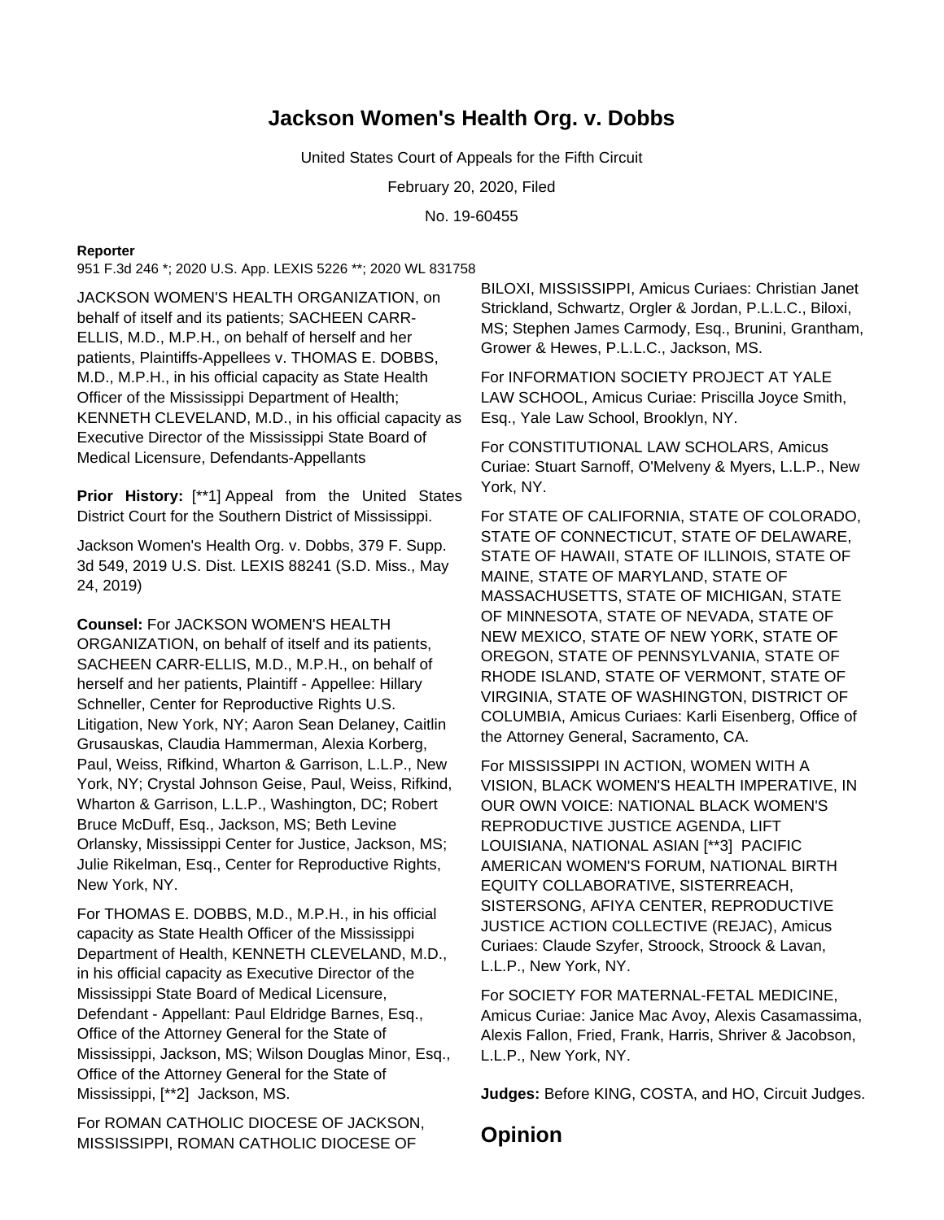# Jackson Women's Health Org. v. Dobbs

United States Court of Appeals for the Fifth Circuit

February 20, 2020, Filed

No. 19-60455

**Reporter**

951 F.3d 246 *; 2020 U.S. App. LEXIS 5226 **; 2020 WL 831758

JACKSON WOMEN'S HEALTH ORGANIZATION, on behalf of itself and its patients; SACHEEN CARR-ELLIS, M.D., M.P.H., on behalf of herself and her patients, Plaintiffs-Appellees v. THOMAS E. DOBBS, M.D., M.P.H., in his official capacity as State Health Officer of the Mississippi Department of Health; KENNETH CLEVELAND, M.D., in his official capacity as Executive Director of the Mississippi State Board of Medical Licensure, Defendants-Appellants

**Prior History:** [**1] Appeal from the United States District Court for the Southern District of Mississippi.

Jackson Women's Health Org. v. Dobbs, 379 F. Supp. 3d 549, 2019 U.S. Dist. LEXIS 88241 (S.D. Miss., May 24, 2019)

**Counsel:** For JACKSON WOMEN'S HEALTH ORGANIZATION, on behalf of itself and its patients, SACHEEN CARR-ELLIS, M.D., M.P.H., on behalf of herself and her patients, Plaintiff - Appellee: Hillary Schneller, Center for Reproductive Rights U.S. Litigation, New York, NY; Aaron Sean Delaney, Caitlin Grusauskas, Claudia Hammerman, Alexia Korberg, Paul, Weiss, Rifkind, Wharton & Garrison, L.L.P., New York, NY; Crystal Johnson Geise, Paul, Weiss, Rifkind, Wharton & Garrison, L.L.P., Washington, DC; Robert Bruce McDuff, Esq., Jackson, MS; Beth Levine Orlansky, Mississippi Center for Justice, Jackson, MS; Julie Rikelman, Esq., Center for Reproductive Rights, New York, NY.

For THOMAS E. DOBBS, M.D., M.P.H., in his official capacity as State Health Officer of the Mississippi Department of Health, KENNETH CLEVELAND, M.D., in his official capacity as Executive Director of the Mississippi State Board of Medical Licensure, Defendant - Appellant: Paul Eldridge Barnes, Esq., Office of the Attorney General for the State of Mississippi, Jackson, MS; Wilson Douglas Minor, Esq., Office of the Attorney General for the State of Mississippi, [**2] Jackson, MS.

For ROMAN CATHOLIC DIOCESE OF JACKSON, MISSISSIPPI, ROMAN CATHOLIC DIOCESE OF BILOXI, MISSISSIPPI, Amicus Curiaes: Christian Janet Strickland, Schwartz, Orgler & Jordan, P.L.L.C., Biloxi, MS; Stephen James Carmody, Esq., Brunini, Grantham, Grower & Hewes, P.L.L.C., Jackson, MS.

For INFORMATION SOCIETY PROJECT AT YALE LAW SCHOOL, Amicus Curiae: Priscilla Joyce Smith, Esq., Yale Law School, Brooklyn, NY.

For CONSTITUTIONAL LAW SCHOLARS, Amicus Curiae: Stuart Sarnoff, O'Melveny & Myers, L.L.P., New York, NY.

For STATE OF CALIFORNIA, STATE OF COLORADO, STATE OF CONNECTICUT, STATE OF DELAWARE, STATE OF HAWAII, STATE OF ILLINOIS, STATE OF MAINE, STATE OF MARYLAND, STATE OF MASSACHUSETTS, STATE OF MICHIGAN, STATE OF MINNESOTA, STATE OF NEVADA, STATE OF NEW MEXICO, STATE OF NEW YORK, STATE OF OREGON, STATE OF PENNSYLVANIA, STATE OF RHODE ISLAND, STATE OF VERMONT, STATE OF VIRGINIA, STATE OF WASHINGTON, DISTRICT OF COLUMBIA, Amicus Curiaes: Karli Eisenberg, Office of the Attorney General, Sacramento, CA.

For MISSISSIPPI IN ACTION, WOMEN WITH A VISION, BLACK WOMEN'S HEALTH IMPERATIVE, IN OUR OWN VOICE: NATIONAL BLACK WOMEN'S REPRODUCTIVE JUSTICE AGENDA, LIFT LOUISIANA, NATIONAL ASIAN [**3] PACIFIC AMERICAN WOMEN'S FORUM, NATIONAL BIRTH EQUITY COLLABORATIVE, SISTERREACH, SISTERSONG, AFIYA CENTER, REPRODUCTIVE JUSTICE ACTION COLLECTIVE (REJAC), Amicus Curiaes: Claude Szyfer, Stroock, Stroock & Lavan, L.L.P., New York, NY.

For SOCIETY FOR MATERNAL-FETAL MEDICINE, Amicus Curiae: Janice Mac Avoy, Alexis Casamassima, Alexis Fallon, Fried, Frank, Harris, Shriver & Jacobson, L.L.P., New York, NY.

**Judges:** Before KING, COSTA, and HO, Circuit Judges.

## Opinion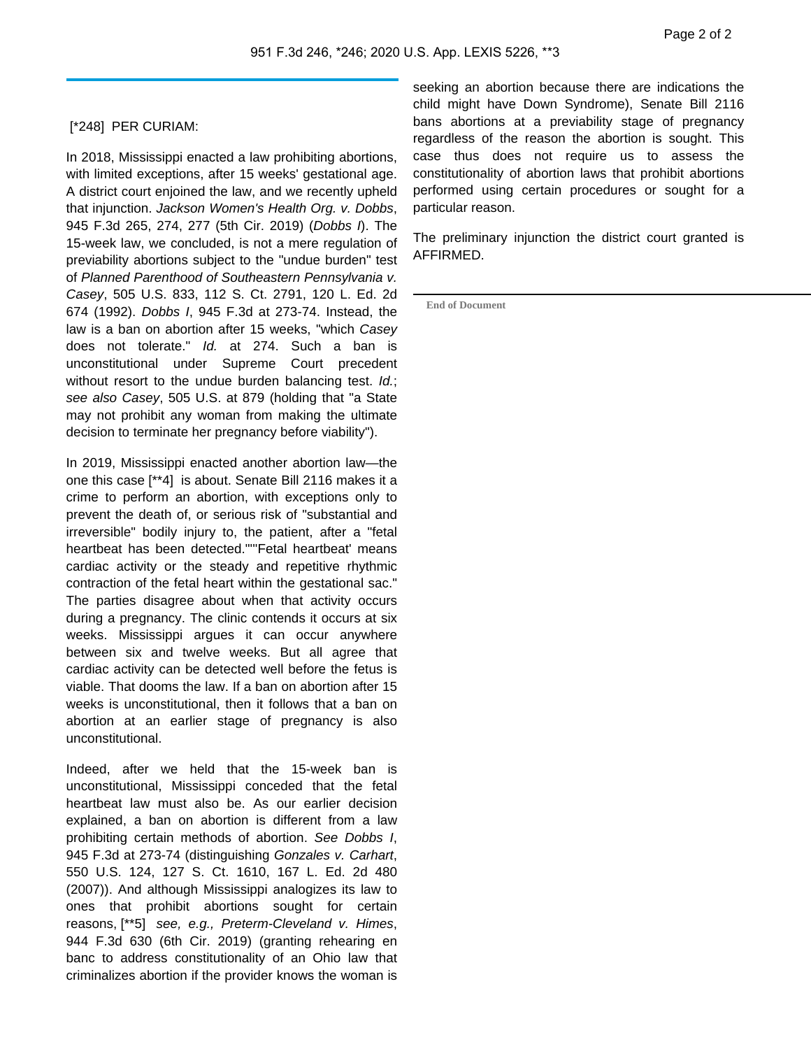[*248] PER CURIAM:

In 2018, Mississippi enacted a law prohibiting abortions, with limited exceptions, after 15 weeks' gestational age. A district court enjoined the law, and we recently upheld that injunction. *Jackson Women's Health Org. v. Dobbs*, 945 F.3d 265, 274, 277 (5th Cir. 2019) (*Dobbs I*). The 15-week law, we concluded, is not a mere regulation of previability abortions subject to the "undue burden" test of *Planned Parenthood of Southeastern Pennsylvania v. Casey*, 505 U.S. 833, 112 S. Ct. 2791, 120 L. Ed. 2d 674 (1992). *Dobbs I*, 945 F.3d at 273-74. Instead, the law is a ban on abortion after 15 weeks, "which *Casey* does not tolerate." *Id.* at 274. Such a ban is unconstitutional under Supreme Court precedent without resort to the undue burden balancing test. *Id.*; *see also Casey*, 505 U.S. at 879 (holding that "a State may not prohibit any woman from making the ultimate decision to terminate her pregnancy before viability").

In 2019, Mississippi enacted another abortion law—the one this case [**4] is about. Senate Bill 2116 makes it a crime to perform an abortion, with exceptions only to prevent the death of, or serious risk of "substantial and irreversible" bodily injury to, the patient, after a "fetal heartbeat has been detected."""Fetal heartbeat' means cardiac activity or the steady and repetitive rhythmic contraction of the fetal heart within the gestational sac." The parties disagree about when that activity occurs during a pregnancy. The clinic contends it occurs at six weeks. Mississippi argues it can occur anywhere between six and twelve weeks. But all agree that cardiac activity can be detected well before the fetus is viable. That dooms the law. If a ban on abortion after 15 weeks is unconstitutional, then it follows that a ban on abortion at an earlier stage of pregnancy is also unconstitutional.

Indeed, after we held that the 15-week ban is unconstitutional, Mississippi conceded that the fetal heartbeat law must also be. As our earlier decision explained, a ban on abortion is different from a law prohibiting certain methods of abortion. *See Dobbs I*, 945 F.3d at 273-74 (distinguishing *Gonzales v. Carhart*, 550 U.S. 124, 127 S. Ct. 1610, 167 L. Ed. 2d 480 (2007)). And although Mississippi analogizes its law to ones that prohibit abortions sought for certain reasons, [**5] *see, e.g., Preterm-Cleveland v. Himes*, 944 F.3d 630 (6th Cir. 2019) (granting rehearing en banc to address constitutionality of an Ohio law that criminalizes abortion if the provider knows the woman is seeking an abortion because there are indications the child might have Down Syndrome), Senate Bill 2116 bans abortions at a previability stage of pregnancy regardless of the reason the abortion is sought. This case thus does not require us to assess the constitutionality of abortion laws that prohibit abortions performed using certain procedures or sought for a particular reason.

The preliminary injunction the district court granted is AFFIRMED.

**End of Document**